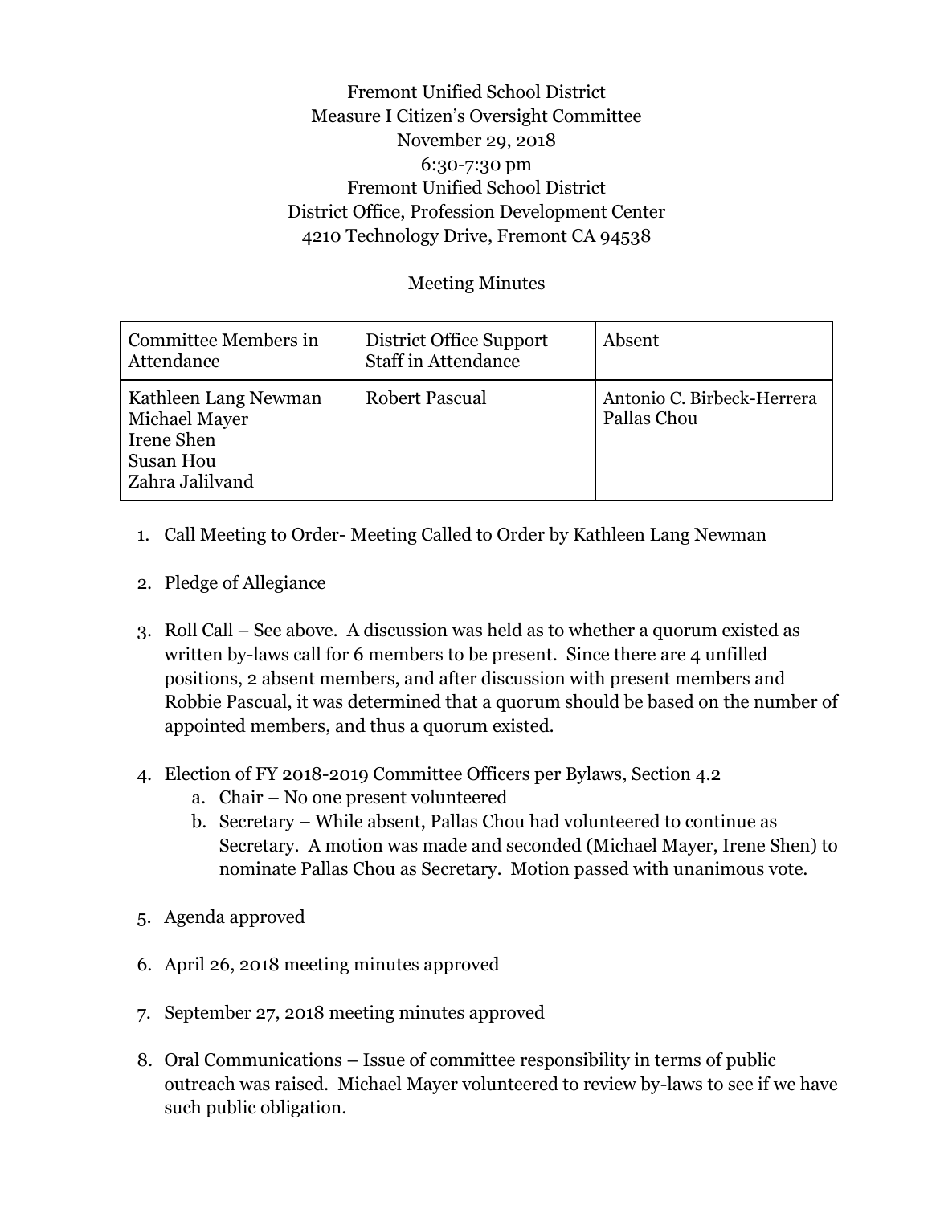Fremont Unified School District
Measure I Citizen's Oversight Committee
November 29, 2018
6:30-7:30 pm
Fremont Unified School District
District Office, Profession Development Center
4210 Technology Drive, Fremont CA 94538

Meeting Minutes

| Committee Members in Attendance | District Office Support Staff in Attendance | Absent |
|---|---|---|
| Kathleen Lang Newman<br>Michael Mayer<br>Irene Shen<br>Susan Hou<br>Zahra Jalilvand | Robert Pascual | Antonio C. Birbeck-Herrera<br>Pallas Chou |

1. Call Meeting to Order- Meeting Called to Order by Kathleen Lang Newman

2. Pledge of Allegiance

3. Roll Call – See above. A discussion was held as to whether a quorum existed as written by-laws call for 6 members to be present. Since there are 4 unfilled positions, 2 absent members, and after discussion with present members and Robbie Pascual, it was determined that a quorum should be based on the number of appointed members, and thus a quorum existed.

4. Election of FY 2018-2019 Committee Officers per Bylaws, Section 4.2
   a. Chair – No one present volunteered
   b. Secretary – While absent, Pallas Chou had volunteered to continue as Secretary. A motion was made and seconded (Michael Mayer, Irene Shen) to nominate Pallas Chou as Secretary. Motion passed with unanimous vote.

5. Agenda approved

6. April 26, 2018 meeting minutes approved

7. September 27, 2018 meeting minutes approved

8. Oral Communications – Issue of committee responsibility in terms of public outreach was raised. Michael Mayer volunteered to review by-laws to see if we have such public obligation.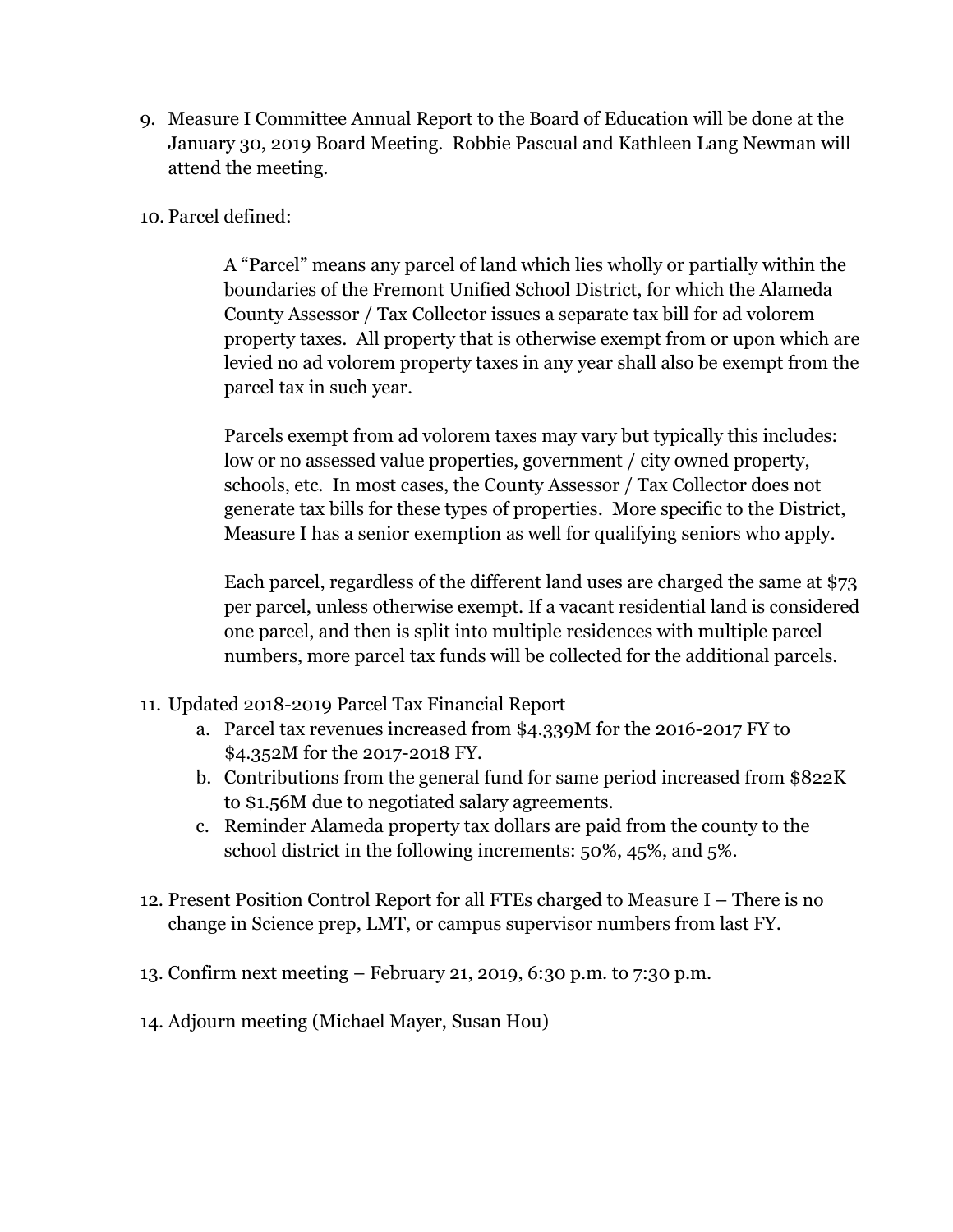9. Measure I Committee Annual Report to the Board of Education will be done at the January 30, 2019 Board Meeting. Robbie Pascual and Kathleen Lang Newman will attend the meeting.

10. Parcel defined:

    A "Parcel" means any parcel of land which lies wholly or partially within the boundaries of the Fremont Unified School District, for which the Alameda County Assessor / Tax Collector issues a separate tax bill for ad volorem property taxes. All property that is otherwise exempt from or upon which are levied no ad volorem property taxes in any year shall also be exempt from the parcel tax in such year.

    Parcels exempt from ad volorem taxes may vary but typically this includes: low or no assessed value properties, government / city owned property, schools, etc. In most cases, the County Assessor / Tax Collector does not generate tax bills for these types of properties. More specific to the District, Measure I has a senior exemption as well for qualifying seniors who apply.

    Each parcel, regardless of the different land uses are charged the same at $73 per parcel, unless otherwise exempt. If a vacant residential land is considered one parcel, and then is split into multiple residences with multiple parcel numbers, more parcel tax funds will be collected for the additional parcels.

11. Updated 2018-2019 Parcel Tax Financial Report
    a. Parcel tax revenues increased from $4.339M for the 2016-2017 FY to $4.352M for the 2017-2018 FY.
    b. Contributions from the general fund for same period increased from $822K to $1.56M due to negotiated salary agreements.
    c. Reminder Alameda property tax dollars are paid from the county to the school district in the following increments: 50%, 45%, and 5%.

12. Present Position Control Report for all FTEs charged to Measure I – There is no change in Science prep, LMT, or campus supervisor numbers from last FY.

13. Confirm next meeting – February 21, 2019, 6:30 p.m. to 7:30 p.m.

14. Adjourn meeting (Michael Mayer, Susan Hou)